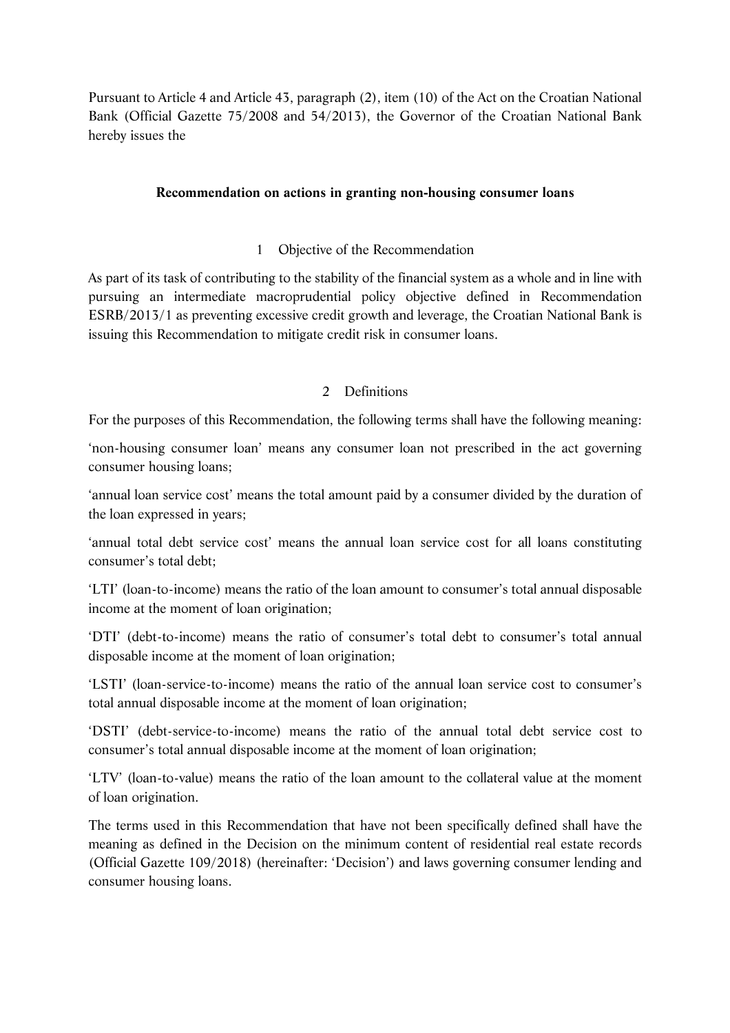Pursuant to Article 4 and Article 43, paragraph (2), item (10) of the Act on the Croatian National Bank (Official Gazette 75/2008 and 54/2013), the Governor of the Croatian National Bank hereby issues the

# Recommendation on actions in granting non-housing consumer loans

## 1 Objective of the Recommendation

As part of its task of contributing to the stability of the financial system as a whole and in line with pursuing an intermediate macroprudential policy objective defined in Recommendation ESRB/2013/1 as preventing excessive credit growth and leverage, the Croatian National Bank is issuing this Recommendation to mitigate credit risk in consumer loans.

## 2 Definitions

For the purposes of this Recommendation, the following terms shall have the following meaning:

'non-housing consumer loan' means any consumer loan not prescribed in the act governing consumer housing loans;

'annual loan service cost' means the total amount paid by a consumer divided by the duration of the loan expressed in years;

'annual total debt service cost' means the annual loan service cost for all loans constituting consumer's total debt;

'LTI' (loan-to-income) means the ratio of the loan amount to consumer's total annual disposable income at the moment of loan origination;

'DTI' (debt-to-income) means the ratio of consumer's total debt to consumer's total annual disposable income at the moment of loan origination;

'LSTI' (loan-service-to-income) means the ratio of the annual loan service cost to consumer's total annual disposable income at the moment of loan origination;

'DSTI' (debt-service-to-income) means the ratio of the annual total debt service cost to consumer's total annual disposable income at the moment of loan origination;

'LTV' (loan-to-value) means the ratio of the loan amount to the collateral value at the moment of loan origination.

The terms used in this Recommendation that have not been specifically defined shall have the meaning as defined in the Decision on the minimum content of residential real estate records (Official Gazette 109/2018) (hereinafter: 'Decision') and laws governing consumer lending and consumer housing loans.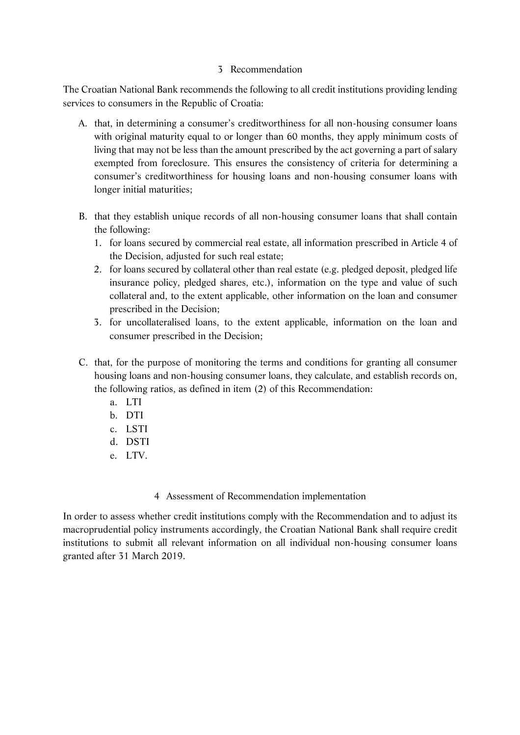## 3 Recommendation

The Croatian National Bank recommends the following to all credit institutions providing lending services to consumers in the Republic of Croatia:

A. that, in determining a consumer's creditworthiness for all non-housing consumer loans with original maturity equal to or longer than 60 months, they apply minimum costs of living that may not be less than the amount prescribed by the act governing a part of salary exempted from foreclosure. This ensures the consistency of criteria for determining a consumer's creditworthiness for housing loans and non-housing consumer loans with longer initial maturities;

B. that they establish unique records of all non-housing consumer loans that shall contain the following:
   1. for loans secured by commercial real estate, all information prescribed in Article 4 of the Decision, adjusted for such real estate;
   2. for loans secured by collateral other than real estate (e.g. pledged deposit, pledged life insurance policy, pledged shares, etc.), information on the type and value of such collateral and, to the extent applicable, other information on the loan and consumer prescribed in the Decision;
   3. for uncollateralised loans, to the extent applicable, information on the loan and consumer prescribed in the Decision;

C. that, for the purpose of monitoring the terms and conditions for granting all consumer housing loans and non-housing consumer loans, they calculate, and establish records on, the following ratios, as defined in item (2) of this Recommendation:
   a. LTI
   b. DTI
   c. LSTI
   d. DSTI
   e. LTV.

## 4 Assessment of Recommendation implementation

In order to assess whether credit institutions comply with the Recommendation and to adjust its macroprudential policy instruments accordingly, the Croatian National Bank shall require credit institutions to submit all relevant information on all individual non-housing consumer loans granted after 31 March 2019.